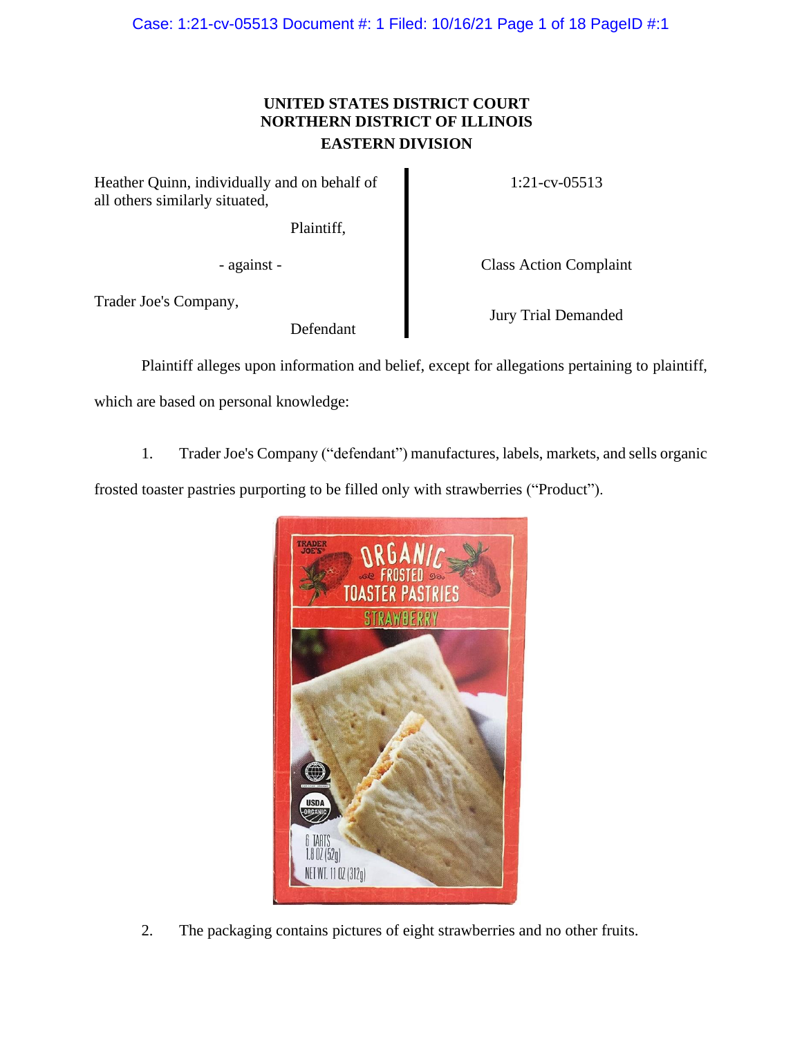**UNITED STATES DISTRICT COURT**
**NORTHERN DISTRICT OF ILLINOIS**
**EASTERN DIVISION**

| | |
|---|---|
| Heather Quinn, individually and on behalf of all others similarly situated, Plaintiff, | 1:21-cv-05513 |
| - against - | Class Action Complaint |
| Trader Joe's Company, Defendant | Jury Trial Demanded |

Plaintiff alleges upon information and belief, except for allegations pertaining to plaintiff, which are based on personal knowledge:

1. Trader Joe's Company ("defendant") manufactures, labels, markets, and sells organic frosted toaster pastries purporting to be filled only with strawberries ("Product").

2. The packaging contains pictures of eight strawberries and no other fruits.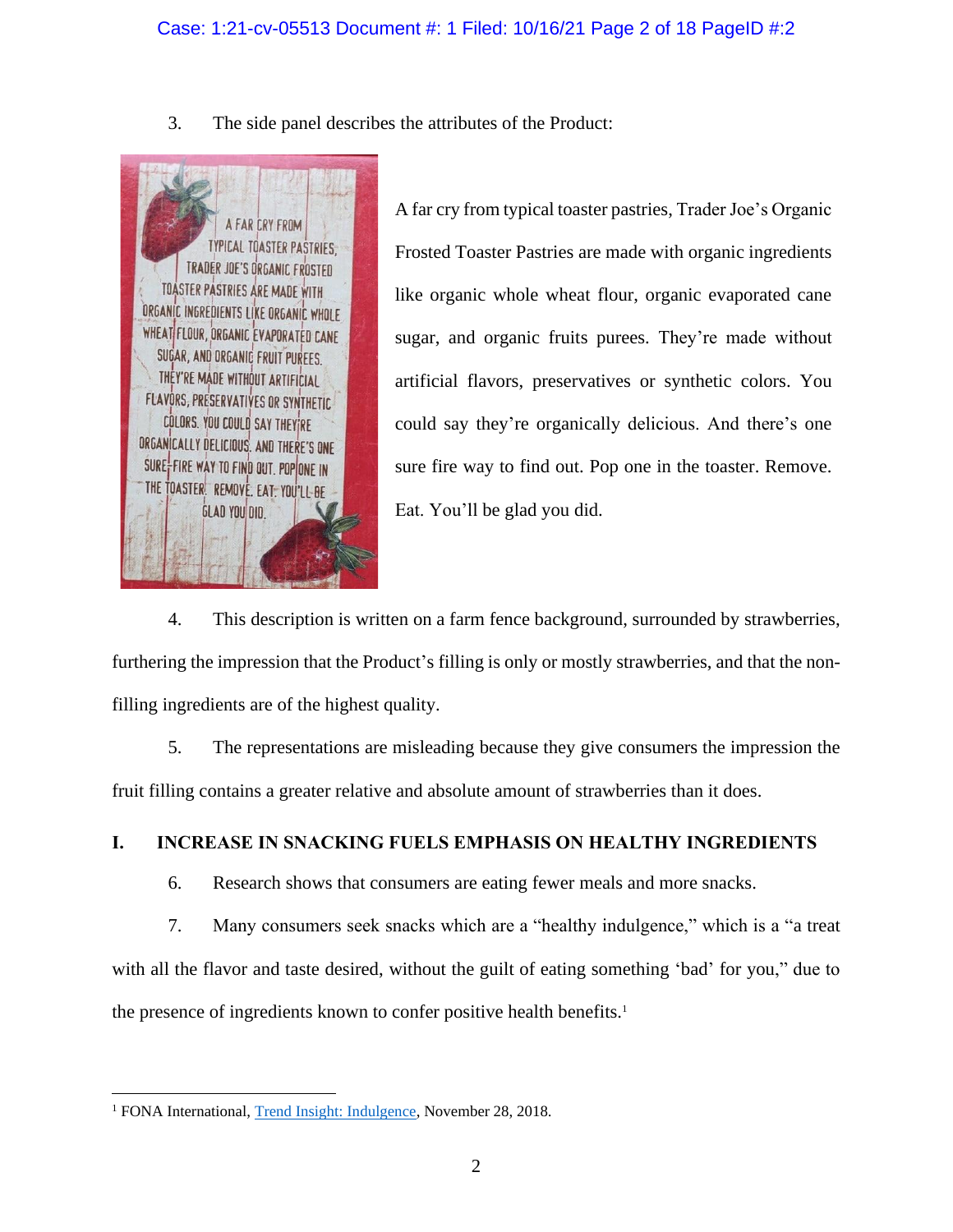3. The side panel describes the attributes of the Product:

A far cry from typical toaster pastries, Trader Joe's Organic Frosted Toaster Pastries are made with organic ingredients like organic whole wheat flour, organic evaporated cane sugar, and organic fruits purees. They're made without artificial flavors, preservatives or synthetic colors. You could say they're organically delicious. And there's one sure fire way to find out. Pop one in the toaster. Remove. Eat. You'll be glad you did.

4. This description is written on a farm fence background, surrounded by strawberries, furthering the impression that the Product's filling is only or mostly strawberries, and that the non-filling ingredients are of the highest quality.

5. The representations are misleading because they give consumers the impression the fruit filling contains a greater relative and absolute amount of strawberries than it does.

## I. INCREASE IN SNACKING FUELS EMPHASIS ON HEALTHY INGREDIENTS

6. Research shows that consumers are eating fewer meals and more snacks.

7. Many consumers seek snacks which are a "healthy indulgence," which is a "a treat with all the flavor and taste desired, without the guilt of eating something 'bad' for you," due to the presence of ingredients known to confer positive health benefits.[1]

---

[1] FONA International, Trend Insight: Indulgence, November 28, 2018.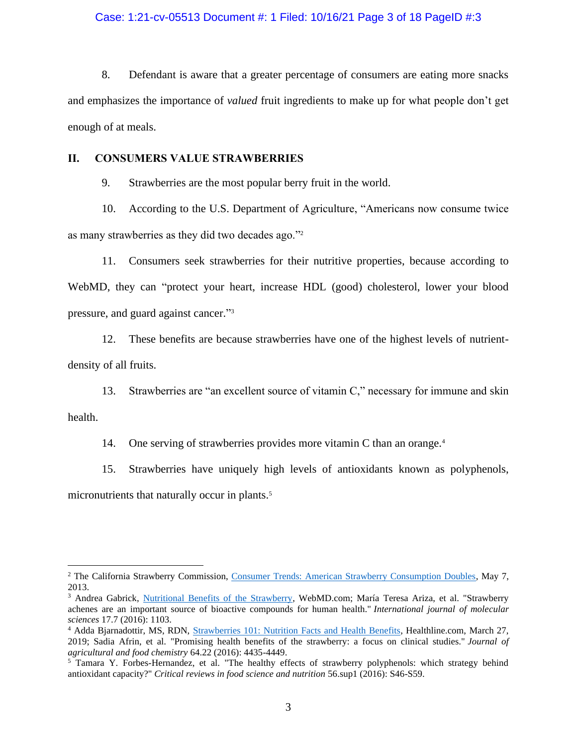8. Defendant is aware that a greater percentage of consumers are eating more snacks and emphasizes the importance of *valued* fruit ingredients to make up for what people don't get enough of at meals.

## II. CONSUMERS VALUE STRAWBERRIES

9. Strawberries are the most popular berry fruit in the world.

10. According to the U.S. Department of Agriculture, "Americans now consume twice as many strawberries as they did two decades ago."[2]

11. Consumers seek strawberries for their nutritive properties, because according to WebMD, they can "protect your heart, increase HDL (good) cholesterol, lower your blood pressure, and guard against cancer."[3]

12. These benefits are because strawberries have one of the highest levels of nutrient-density of all fruits.

13. Strawberries are "an excellent source of vitamin C," necessary for immune and skin health.

14. One serving of strawberries provides more vitamin C than an orange.[4]

15. Strawberries have uniquely high levels of antioxidants known as polyphenols, micronutrients that naturally occur in plants.[5]

---

[2] The California Strawberry Commission, Consumer Trends: American Strawberry Consumption Doubles, May 7, 2013.

[3] Andrea Gabrick, Nutritional Benefits of the Strawberry, WebMD.com; María Teresa Ariza, et al. "Strawberry achenes are an important source of bioactive compounds for human health." *International journal of molecular sciences* 17.7 (2016): 1103.

[4] Adda Bjarnadottir, MS, RDN, Strawberries 101: Nutrition Facts and Health Benefits, Healthline.com, March 27, 2019; Sadia Afrin, et al. "Promising health benefits of the strawberry: a focus on clinical studies." *Journal of agricultural and food chemistry* 64.22 (2016): 4435-4449.

[5] Tamara Y. Forbes-Hernandez, et al. "The healthy effects of strawberry polyphenols: which strategy behind antioxidant capacity?" *Critical reviews in food science and nutrition* 56.sup1 (2016): S46-S59.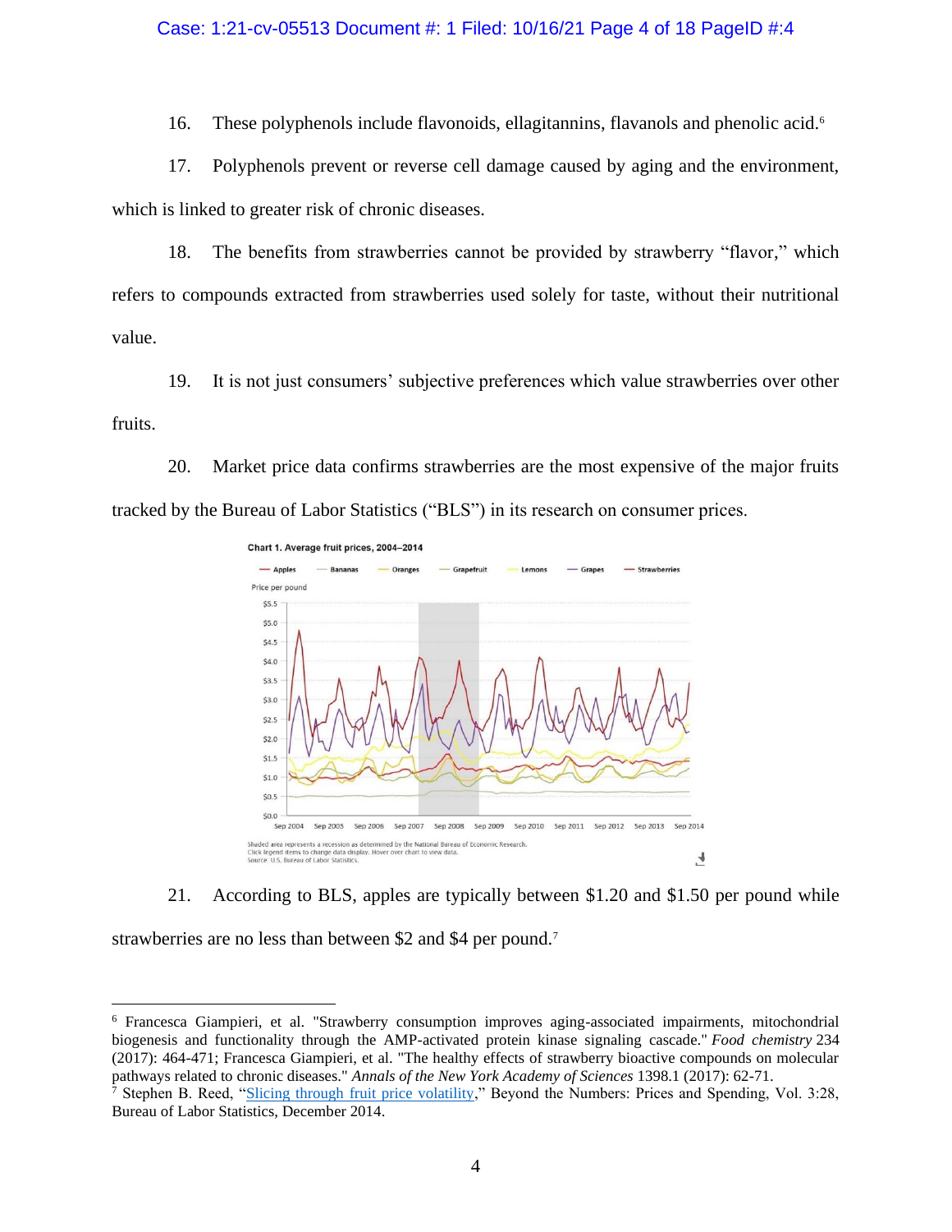16. These polyphenols include flavonoids, ellagitannins, flavanols and phenolic acid.[6]

17. Polyphenols prevent or reverse cell damage caused by aging and the environment, which is linked to greater risk of chronic diseases.

18. The benefits from strawberries cannot be provided by strawberry "flavor," which refers to compounds extracted from strawberries used solely for taste, without their nutritional value.

19. It is not just consumers' subjective preferences which value strawberries over other fruits.

20. Market price data confirms strawberries are the most expensive of the major fruits tracked by the Bureau of Labor Statistics ("BLS") in its research on consumer prices.

Chart 1. Average fruit prices, 2004–2014

Shaded area represents a recession as determined by the National Bureau of Economic Research.
Click legend items to change data display. Hover over chart to view data.
Source: U.S. Bureau of Labor Statistics.

21. According to BLS, apples are typically between \$1.20 and \$1.50 per pound while strawberries are no less than between \$2 and \$4 per pound.[7]

---

[6] Francesca Giampieri, et al. "Strawberry consumption improves aging-associated impairments, mitochondrial biogenesis and functionality through the AMP-activated protein kinase signaling cascade." *Food chemistry* 234 (2017): 464-471; Francesca Giampieri, et al. "The healthy effects of strawberry bioactive compounds on molecular pathways related to chronic diseases." *Annals of the New York Academy of Sciences* 1398.1 (2017): 62-71.

[7] Stephen B. Reed, "Slicing through fruit price volatility," Beyond the Numbers: Prices and Spending, Vol. 3:28, Bureau of Labor Statistics, December 2014.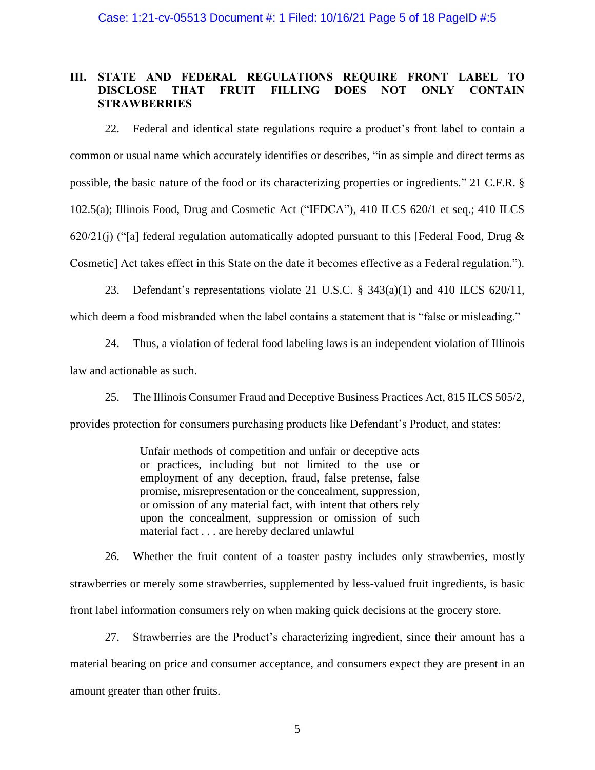## III. STATE AND FEDERAL REGULATIONS REQUIRE FRONT LABEL TO DISCLOSE THAT FRUIT FILLING DOES NOT ONLY CONTAIN STRAWBERRIES

22. Federal and identical state regulations require a product's front label to contain a common or usual name which accurately identifies or describes, "in as simple and direct terms as possible, the basic nature of the food or its characterizing properties or ingredients." 21 C.F.R. § 102.5(a); Illinois Food, Drug and Cosmetic Act ("IFDCA"), 410 ILCS 620/1 et seq.; 410 ILCS 620/21(j) ("[a] federal regulation automatically adopted pursuant to this [Federal Food, Drug & Cosmetic] Act takes effect in this State on the date it becomes effective as a Federal regulation.").

23. Defendant's representations violate 21 U.S.C. § 343(a)(1) and 410 ILCS 620/11, which deem a food misbranded when the label contains a statement that is "false or misleading."

24. Thus, a violation of federal food labeling laws is an independent violation of Illinois law and actionable as such.

25. The Illinois Consumer Fraud and Deceptive Business Practices Act, 815 ILCS 505/2, provides protection for consumers purchasing products like Defendant's Product, and states:

> Unfair methods of competition and unfair or deceptive acts or practices, including but not limited to the use or employment of any deception, fraud, false pretense, false promise, misrepresentation or the concealment, suppression, or omission of any material fact, with intent that others rely upon the concealment, suppression or omission of such material fact . . . are hereby declared unlawful

26. Whether the fruit content of a toaster pastry includes only strawberries, mostly strawberries or merely some strawberries, supplemented by less-valued fruit ingredients, is basic front label information consumers rely on when making quick decisions at the grocery store.

27. Strawberries are the Product's characterizing ingredient, since their amount has a material bearing on price and consumer acceptance, and consumers expect they are present in an amount greater than other fruits.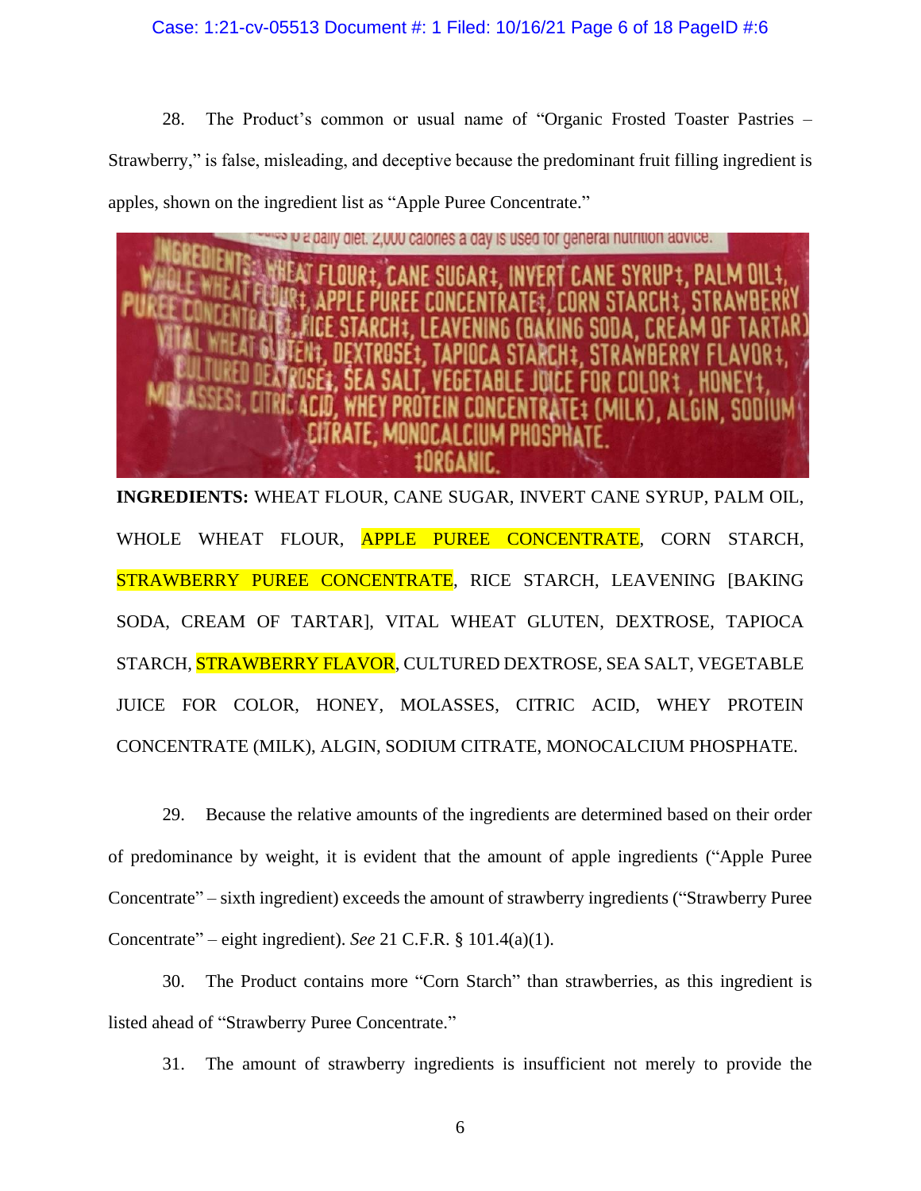28. The Product's common or usual name of "Organic Frosted Toaster Pastries – Strawberry," is false, misleading, and deceptive because the predominant fruit filling ingredient is apples, shown on the ingredient list as "Apple Puree Concentrate."

**INGREDIENTS:** WHEAT FLOUR, CANE SUGAR, INVERT CANE SYRUP, PALM OIL, WHOLE WHEAT FLOUR, APPLE PUREE CONCENTRATE, CORN STARCH, STRAWBERRY PUREE CONCENTRATE, RICE STARCH, LEAVENING [BAKING SODA, CREAM OF TARTAR], VITAL WHEAT GLUTEN, DEXTROSE, TAPIOCA STARCH, STRAWBERRY FLAVOR, CULTURED DEXTROSE, SEA SALT, VEGETABLE JUICE FOR COLOR, HONEY, MOLASSES, CITRIC ACID, WHEY PROTEIN CONCENTRATE (MILK), ALGIN, SODIUM CITRATE, MONOCALCIUM PHOSPHATE.

29. Because the relative amounts of the ingredients are determined based on their order of predominance by weight, it is evident that the amount of apple ingredients ("Apple Puree Concentrate" – sixth ingredient) exceeds the amount of strawberry ingredients ("Strawberry Puree Concentrate" – eight ingredient). *See* 21 C.F.R. § 101.4(a)(1).

30. The Product contains more "Corn Starch" than strawberries, as this ingredient is listed ahead of "Strawberry Puree Concentrate."

31. The amount of strawberry ingredients is insufficient not merely to provide the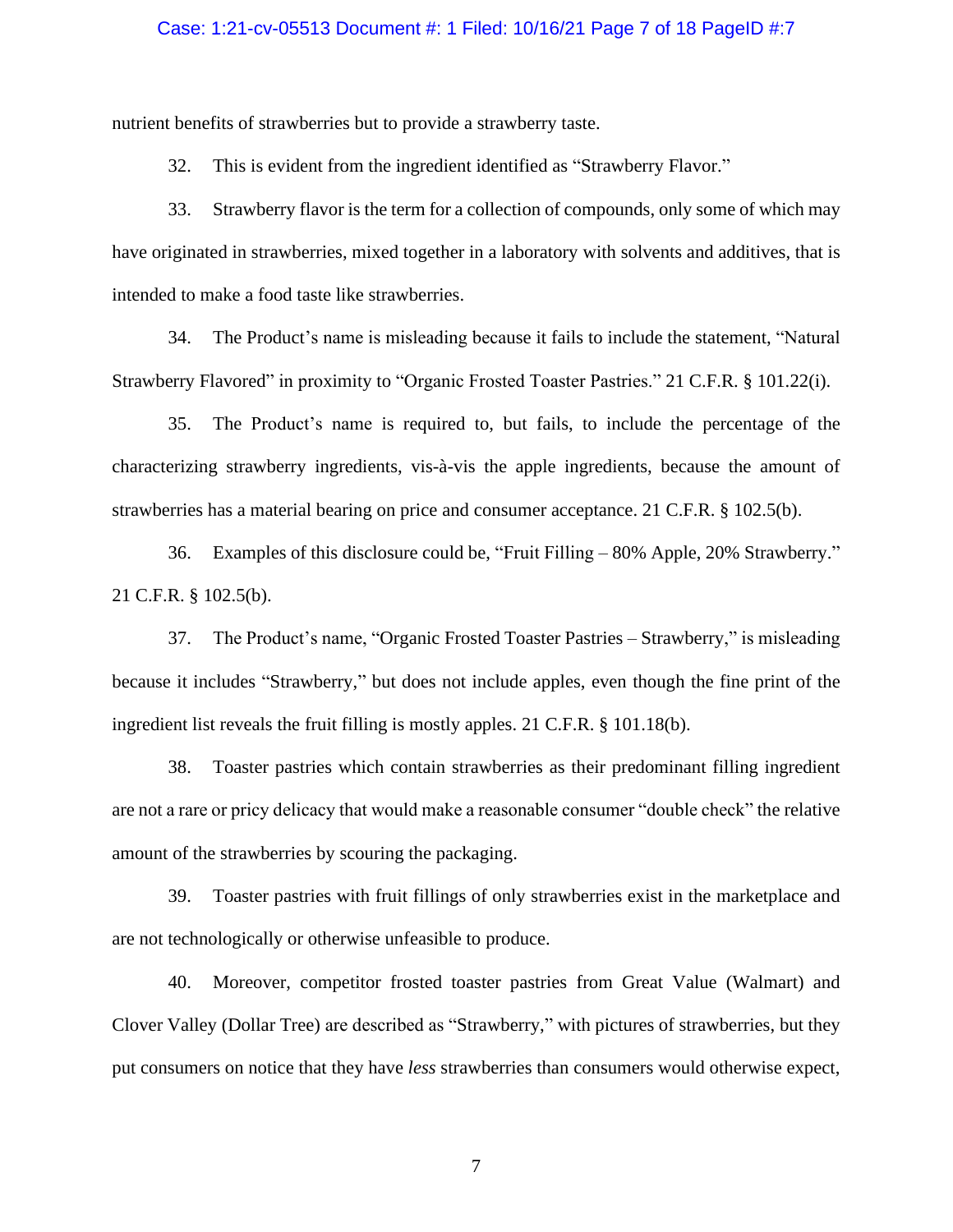nutrient benefits of strawberries but to provide a strawberry taste.

32. This is evident from the ingredient identified as "Strawberry Flavor."

33. Strawberry flavor is the term for a collection of compounds, only some of which may have originated in strawberries, mixed together in a laboratory with solvents and additives, that is intended to make a food taste like strawberries.

34. The Product's name is misleading because it fails to include the statement, "Natural Strawberry Flavored" in proximity to "Organic Frosted Toaster Pastries." 21 C.F.R. § 101.22(i).

35. The Product's name is required to, but fails, to include the percentage of the characterizing strawberry ingredients, vis-à-vis the apple ingredients, because the amount of strawberries has a material bearing on price and consumer acceptance. 21 C.F.R. § 102.5(b).

36. Examples of this disclosure could be, "Fruit Filling – 80% Apple, 20% Strawberry." 21 C.F.R. § 102.5(b).

37. The Product's name, "Organic Frosted Toaster Pastries – Strawberry," is misleading because it includes "Strawberry," but does not include apples, even though the fine print of the ingredient list reveals the fruit filling is mostly apples. 21 C.F.R. § 101.18(b).

38. Toaster pastries which contain strawberries as their predominant filling ingredient are not a rare or pricy delicacy that would make a reasonable consumer "double check" the relative amount of the strawberries by scouring the packaging.

39. Toaster pastries with fruit fillings of only strawberries exist in the marketplace and are not technologically or otherwise unfeasible to produce.

40. Moreover, competitor frosted toaster pastries from Great Value (Walmart) and Clover Valley (Dollar Tree) are described as "Strawberry," with pictures of strawberries, but they put consumers on notice that they have *less* strawberries than consumers would otherwise expect,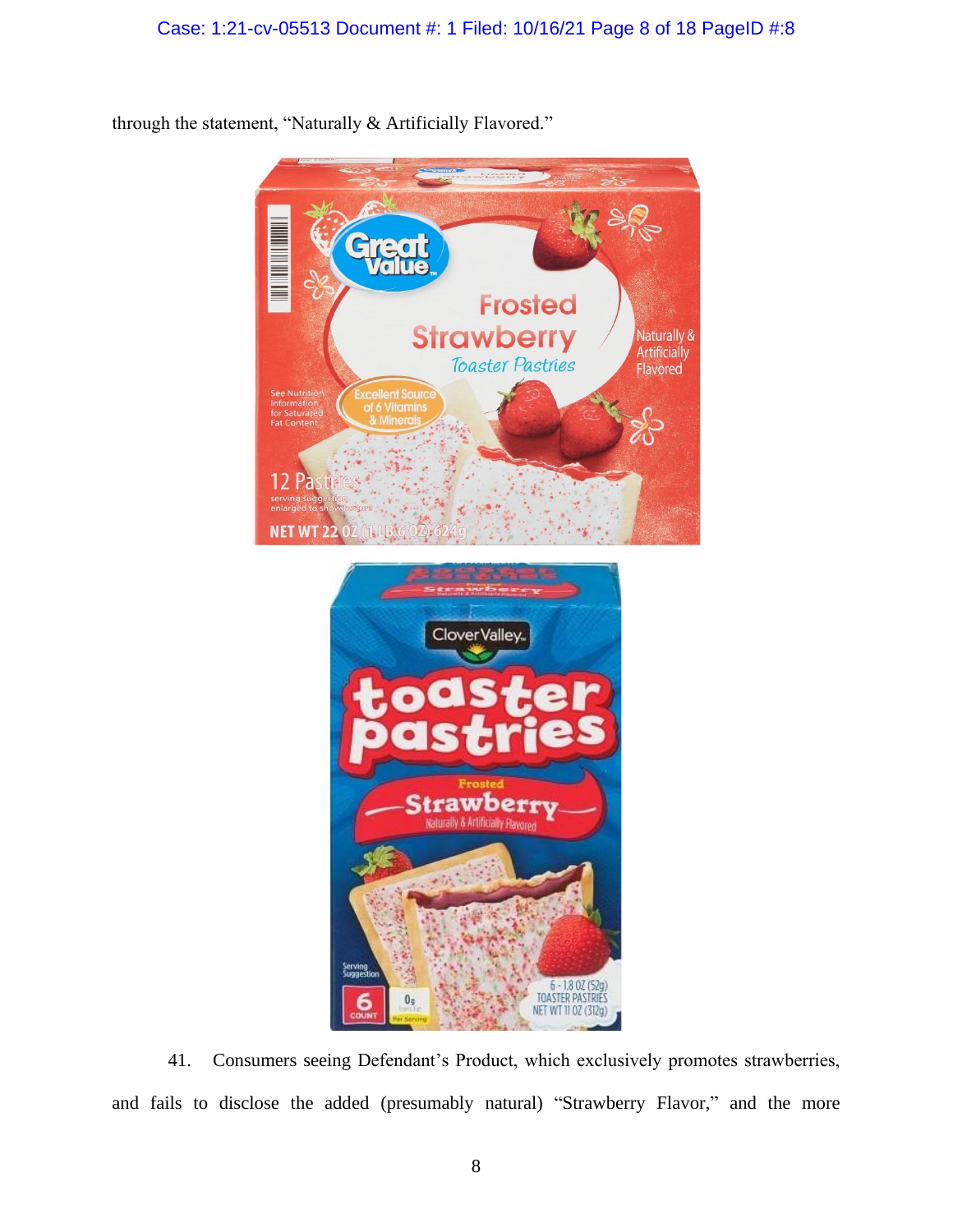through the statement, "Naturally & Artificially Flavored."

41. Consumers seeing Defendant's Product, which exclusively promotes strawberries, and fails to disclose the added (presumably natural) "Strawberry Flavor," and the more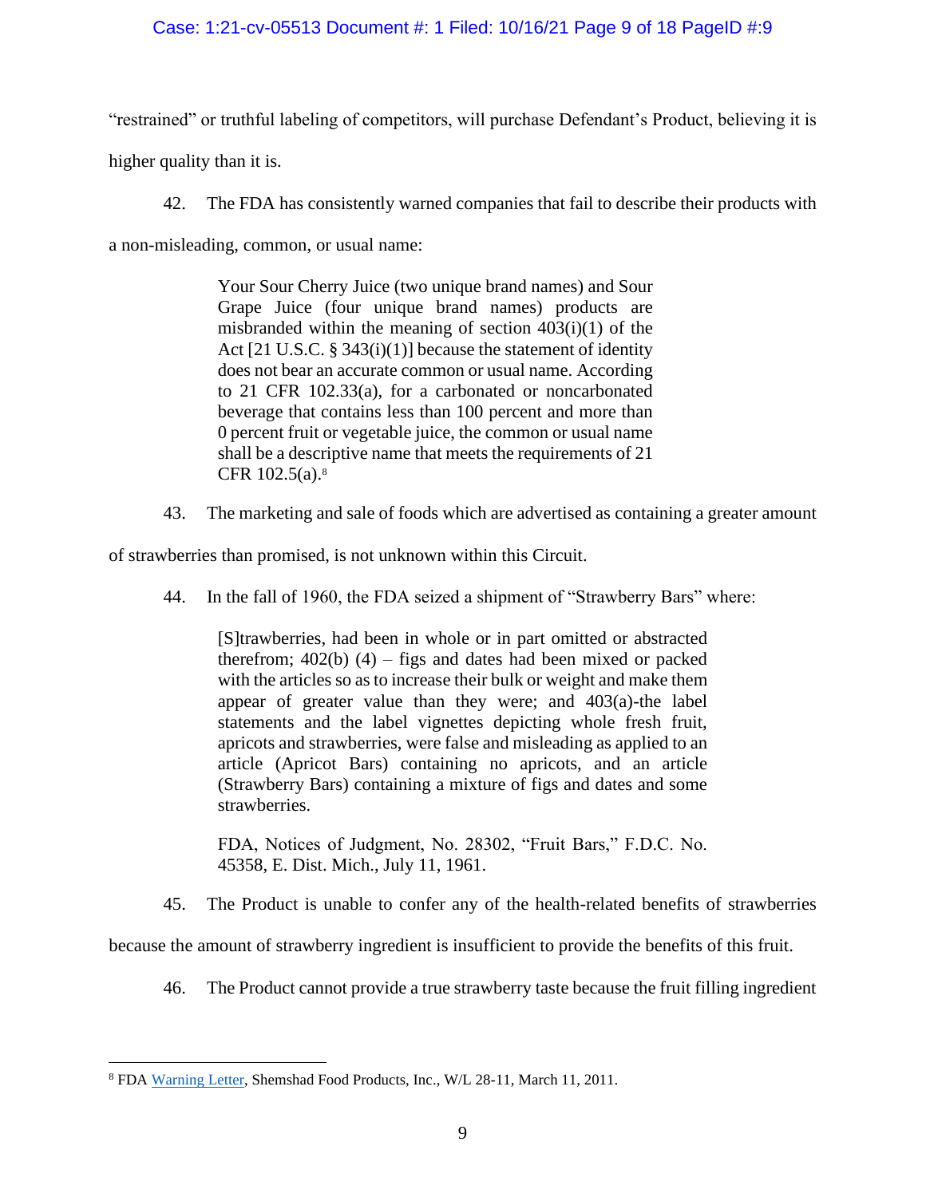"restrained" or truthful labeling of competitors, will purchase Defendant's Product, believing it is higher quality than it is.

42. The FDA has consistently warned companies that fail to describe their products with a non-misleading, common, or usual name:

> Your Sour Cherry Juice (two unique brand names) and Sour Grape Juice (four unique brand names) products are misbranded within the meaning of section 403(i)(1) of the Act [21 U.S.C. § 343(i)(1)] because the statement of identity does not bear an accurate common or usual name. According to 21 CFR 102.33(a), for a carbonated or noncarbonated beverage that contains less than 100 percent and more than 0 percent fruit or vegetable juice, the common or usual name shall be a descriptive name that meets the requirements of 21 CFR 102.5(a).[8]

43. The marketing and sale of foods which are advertised as containing a greater amount of strawberries than promised, is not unknown within this Circuit.

44. In the fall of 1960, the FDA seized a shipment of "Strawberry Bars" where:

> [S]trawberries, had been in whole or in part omitted or abstracted therefrom; 402(b) (4) – figs and dates had been mixed or packed with the articles so as to increase their bulk or weight and make them appear of greater value than they were; and 403(a)-the label statements and the label vignettes depicting whole fresh fruit, apricots and strawberries, were false and misleading as applied to an article (Apricot Bars) containing no apricots, and an article (Strawberry Bars) containing a mixture of figs and dates and some strawberries.
>
> FDA, Notices of Judgment, No. 28302, "Fruit Bars," F.D.C. No. 45358, E. Dist. Mich., July 11, 1961.

45. The Product is unable to confer any of the health-related benefits of strawberries because the amount of strawberry ingredient is insufficient to provide the benefits of this fruit.

46. The Product cannot provide a true strawberry taste because the fruit filling ingredient

---

[8] FDA Warning Letter, Shemshad Food Products, Inc., W/L 28-11, March 11, 2011.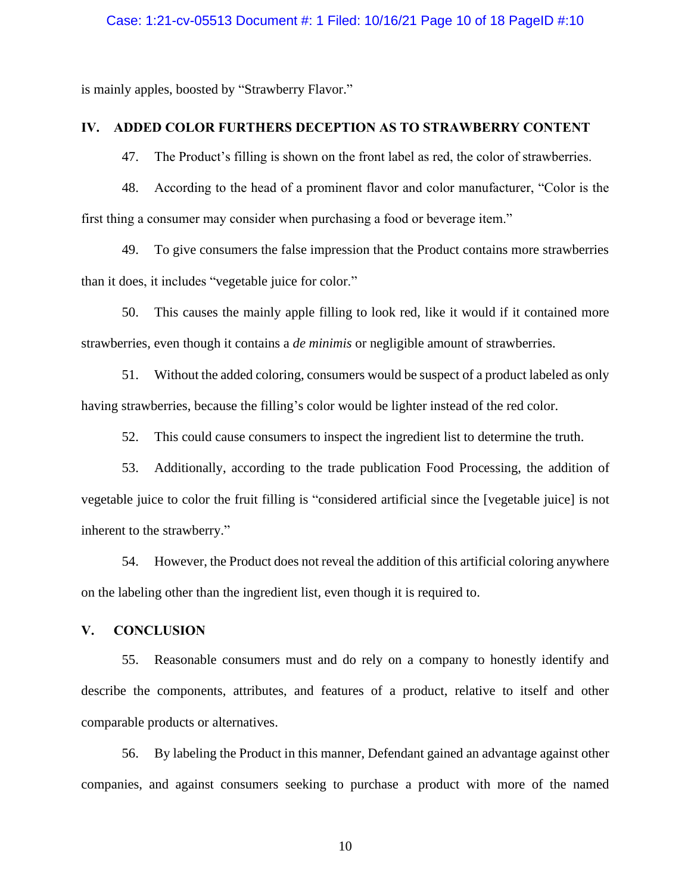is mainly apples, boosted by "Strawberry Flavor."

## IV. ADDED COLOR FURTHERS DECEPTION AS TO STRAWBERRY CONTENT

47. The Product's filling is shown on the front label as red, the color of strawberries.

48. According to the head of a prominent flavor and color manufacturer, "Color is the first thing a consumer may consider when purchasing a food or beverage item."

49. To give consumers the false impression that the Product contains more strawberries than it does, it includes "vegetable juice for color."

50. This causes the mainly apple filling to look red, like it would if it contained more strawberries, even though it contains a *de minimis* or negligible amount of strawberries.

51. Without the added coloring, consumers would be suspect of a product labeled as only having strawberries, because the filling's color would be lighter instead of the red color.

52. This could cause consumers to inspect the ingredient list to determine the truth.

53. Additionally, according to the trade publication Food Processing, the addition of vegetable juice to color the fruit filling is "considered artificial since the [vegetable juice] is not inherent to the strawberry."

54. However, the Product does not reveal the addition of this artificial coloring anywhere on the labeling other than the ingredient list, even though it is required to.

## V. CONCLUSION

55. Reasonable consumers must and do rely on a company to honestly identify and describe the components, attributes, and features of a product, relative to itself and other comparable products or alternatives.

56. By labeling the Product in this manner, Defendant gained an advantage against other companies, and against consumers seeking to purchase a product with more of the named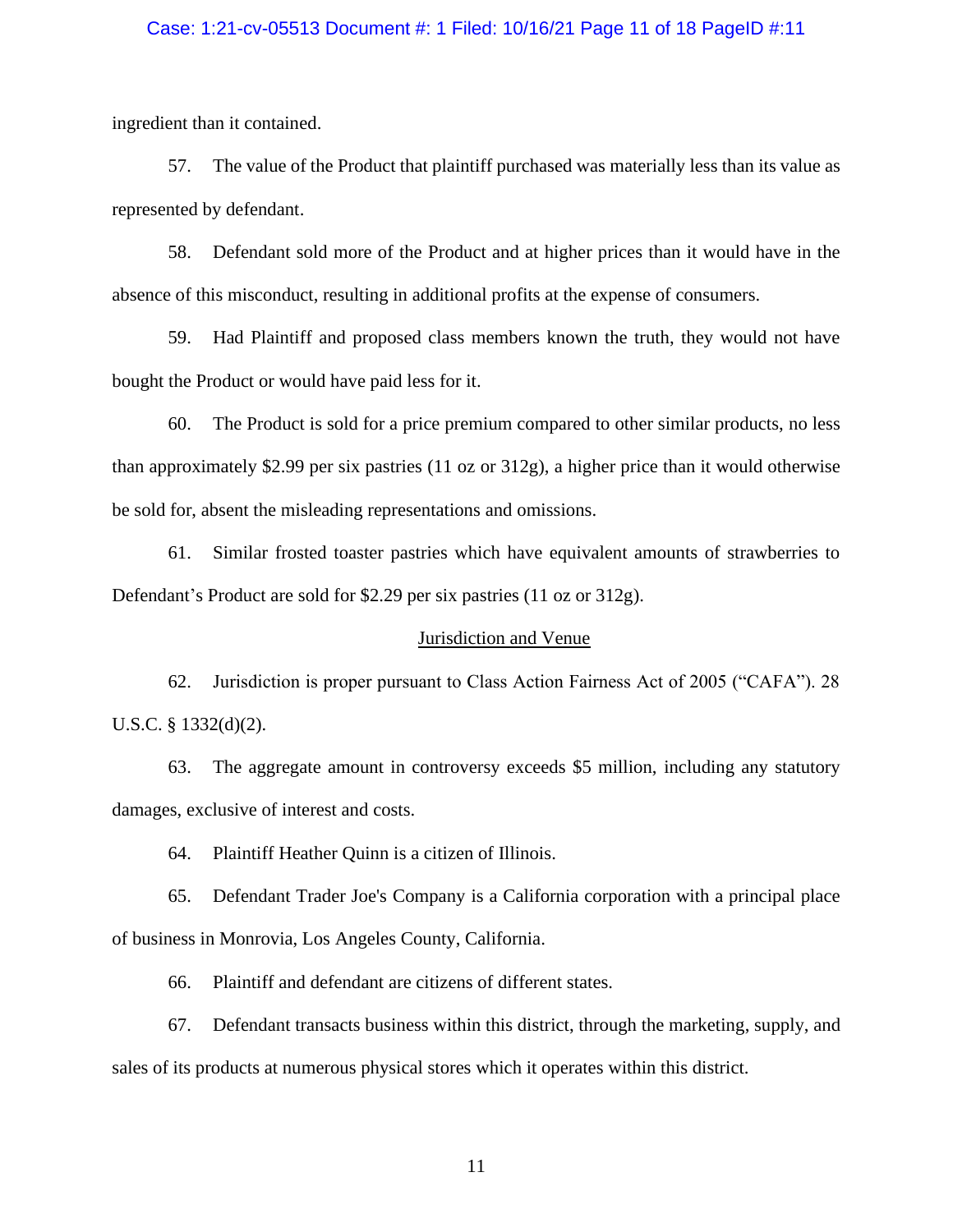ingredient than it contained.

57. The value of the Product that plaintiff purchased was materially less than its value as represented by defendant.

58. Defendant sold more of the Product and at higher prices than it would have in the absence of this misconduct, resulting in additional profits at the expense of consumers.

59. Had Plaintiff and proposed class members known the truth, they would not have bought the Product or would have paid less for it.

60. The Product is sold for a price premium compared to other similar products, no less than approximately $2.99 per six pastries (11 oz or 312g), a higher price than it would otherwise be sold for, absent the misleading representations and omissions.

61. Similar frosted toaster pastries which have equivalent amounts of strawberries to Defendant's Product are sold for $2.29 per six pastries (11 oz or 312g).

## Jurisdiction and Venue

62. Jurisdiction is proper pursuant to Class Action Fairness Act of 2005 ("CAFA"). 28 U.S.C. § 1332(d)(2).

63. The aggregate amount in controversy exceeds $5 million, including any statutory damages, exclusive of interest and costs.

64. Plaintiff Heather Quinn is a citizen of Illinois.

65. Defendant Trader Joe's Company is a California corporation with a principal place of business in Monrovia, Los Angeles County, California.

66. Plaintiff and defendant are citizens of different states.

67. Defendant transacts business within this district, through the marketing, supply, and sales of its products at numerous physical stores which it operates within this district.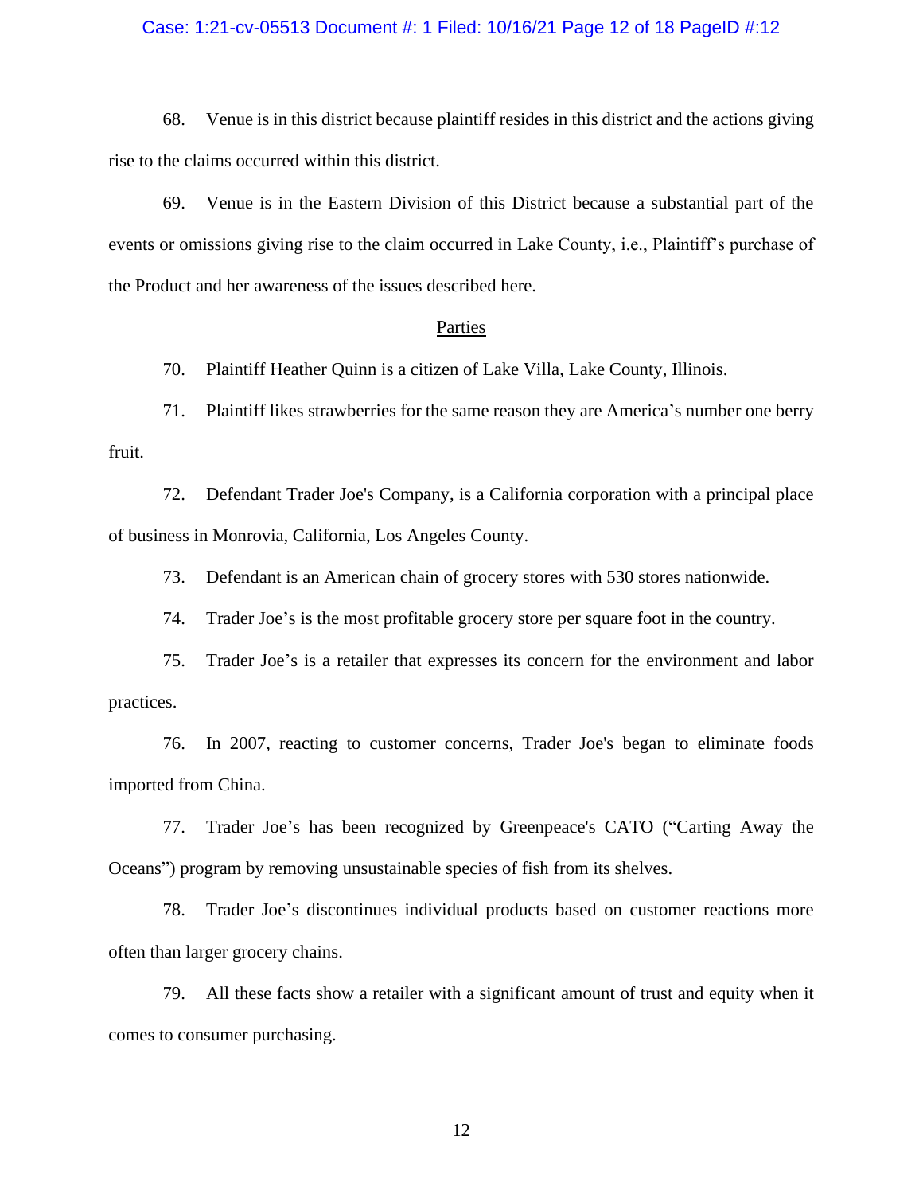68. Venue is in this district because plaintiff resides in this district and the actions giving rise to the claims occurred within this district.

69. Venue is in the Eastern Division of this District because a substantial part of the events or omissions giving rise to the claim occurred in Lake County, i.e., Plaintiff's purchase of the Product and her awareness of the issues described here.

<u>Parties</u>

70. Plaintiff Heather Quinn is a citizen of Lake Villa, Lake County, Illinois.

71. Plaintiff likes strawberries for the same reason they are America's number one berry fruit.

72. Defendant Trader Joe's Company, is a California corporation with a principal place of business in Monrovia, California, Los Angeles County.

73. Defendant is an American chain of grocery stores with 530 stores nationwide.

74. Trader Joe's is the most profitable grocery store per square foot in the country.

75. Trader Joe's is a retailer that expresses its concern for the environment and labor practices.

76. In 2007, reacting to customer concerns, Trader Joe's began to eliminate foods imported from China.

77. Trader Joe's has been recognized by Greenpeace's CATO ("Carting Away the Oceans") program by removing unsustainable species of fish from its shelves.

78. Trader Joe's discontinues individual products based on customer reactions more often than larger grocery chains.

79. All these facts show a retailer with a significant amount of trust and equity when it comes to consumer purchasing.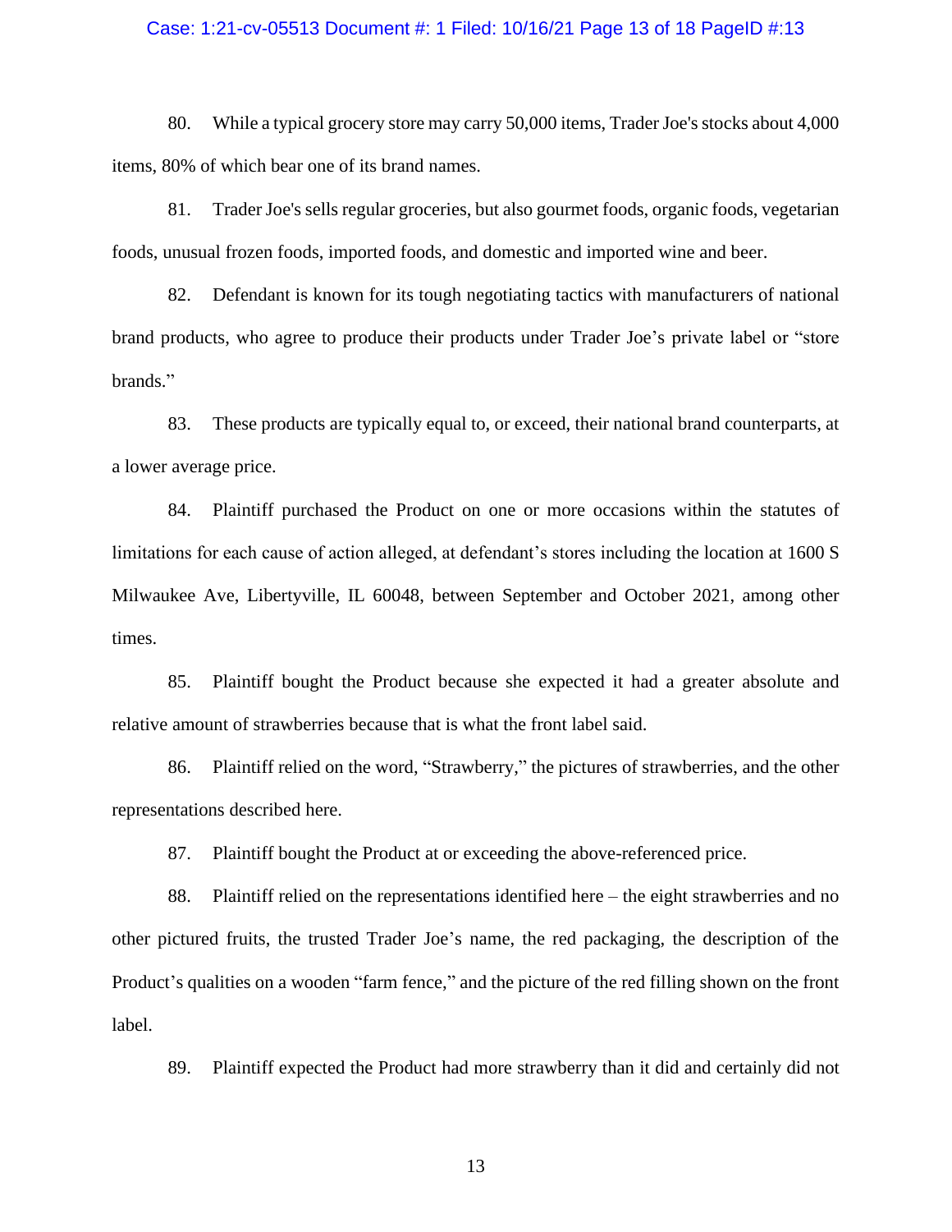80. While a typical grocery store may carry 50,000 items, Trader Joe's stocks about 4,000 items, 80% of which bear one of its brand names.

81. Trader Joe's sells regular groceries, but also gourmet foods, organic foods, vegetarian foods, unusual frozen foods, imported foods, and domestic and imported wine and beer.

82. Defendant is known for its tough negotiating tactics with manufacturers of national brand products, who agree to produce their products under Trader Joe's private label or "store brands."

83. These products are typically equal to, or exceed, their national brand counterparts, at a lower average price.

84. Plaintiff purchased the Product on one or more occasions within the statutes of limitations for each cause of action alleged, at defendant's stores including the location at 1600 S Milwaukee Ave, Libertyville, IL 60048, between September and October 2021, among other times.

85. Plaintiff bought the Product because she expected it had a greater absolute and relative amount of strawberries because that is what the front label said.

86. Plaintiff relied on the word, "Strawberry," the pictures of strawberries, and the other representations described here.

87. Plaintiff bought the Product at or exceeding the above-referenced price.

88. Plaintiff relied on the representations identified here – the eight strawberries and no other pictured fruits, the trusted Trader Joe's name, the red packaging, the description of the Product's qualities on a wooden "farm fence," and the picture of the red filling shown on the front label.

89. Plaintiff expected the Product had more strawberry than it did and certainly did not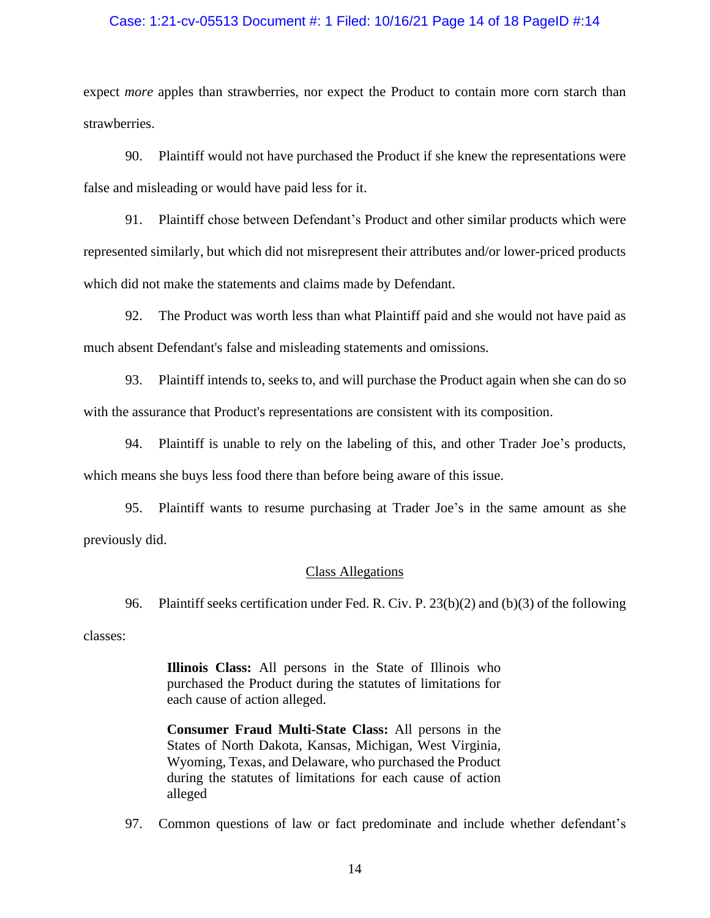expect *more* apples than strawberries, nor expect the Product to contain more corn starch than strawberries.

90. Plaintiff would not have purchased the Product if she knew the representations were false and misleading or would have paid less for it.

91. Plaintiff chose between Defendant's Product and other similar products which were represented similarly, but which did not misrepresent their attributes and/or lower-priced products which did not make the statements and claims made by Defendant.

92. The Product was worth less than what Plaintiff paid and she would not have paid as much absent Defendant's false and misleading statements and omissions.

93. Plaintiff intends to, seeks to, and will purchase the Product again when she can do so with the assurance that Product's representations are consistent with its composition.

94. Plaintiff is unable to rely on the labeling of this, and other Trader Joe's products, which means she buys less food there than before being aware of this issue.

95. Plaintiff wants to resume purchasing at Trader Joe's in the same amount as she previously did.

## Class Allegations

96. Plaintiff seeks certification under Fed. R. Civ. P. 23(b)(2) and (b)(3) of the following classes:

> **Illinois Class:** All persons in the State of Illinois who purchased the Product during the statutes of limitations for each cause of action alleged.
>
> **Consumer Fraud Multi-State Class:** All persons in the States of North Dakota, Kansas, Michigan, West Virginia, Wyoming, Texas, and Delaware, who purchased the Product during the statutes of limitations for each cause of action alleged

97. Common questions of law or fact predominate and include whether defendant's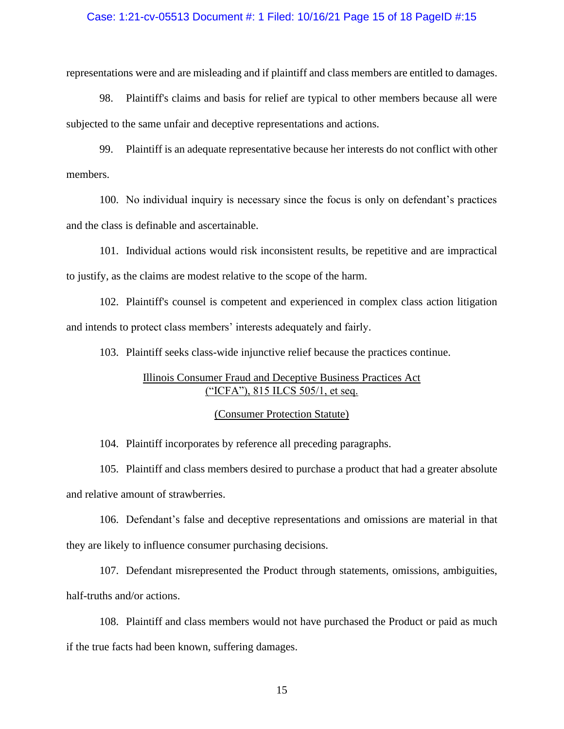representations were and are misleading and if plaintiff and class members are entitled to damages.

98. Plaintiff's claims and basis for relief are typical to other members because all were subjected to the same unfair and deceptive representations and actions.

99. Plaintiff is an adequate representative because her interests do not conflict with other members.

100. No individual inquiry is necessary since the focus is only on defendant's practices and the class is definable and ascertainable.

101. Individual actions would risk inconsistent results, be repetitive and are impractical to justify, as the claims are modest relative to the scope of the harm.

102. Plaintiff's counsel is competent and experienced in complex class action litigation and intends to protect class members' interests adequately and fairly.

103. Plaintiff seeks class-wide injunctive relief because the practices continue.

<u>Illinois Consumer Fraud and Deceptive Business Practices Act ("ICFA"), 815 ILCS 505/1, et seq.</u>

<u>(Consumer Protection Statute)</u>

104. Plaintiff incorporates by reference all preceding paragraphs.

105. Plaintiff and class members desired to purchase a product that had a greater absolute and relative amount of strawberries.

106. Defendant's false and deceptive representations and omissions are material in that they are likely to influence consumer purchasing decisions.

107. Defendant misrepresented the Product through statements, omissions, ambiguities, half-truths and/or actions.

108. Plaintiff and class members would not have purchased the Product or paid as much if the true facts had been known, suffering damages.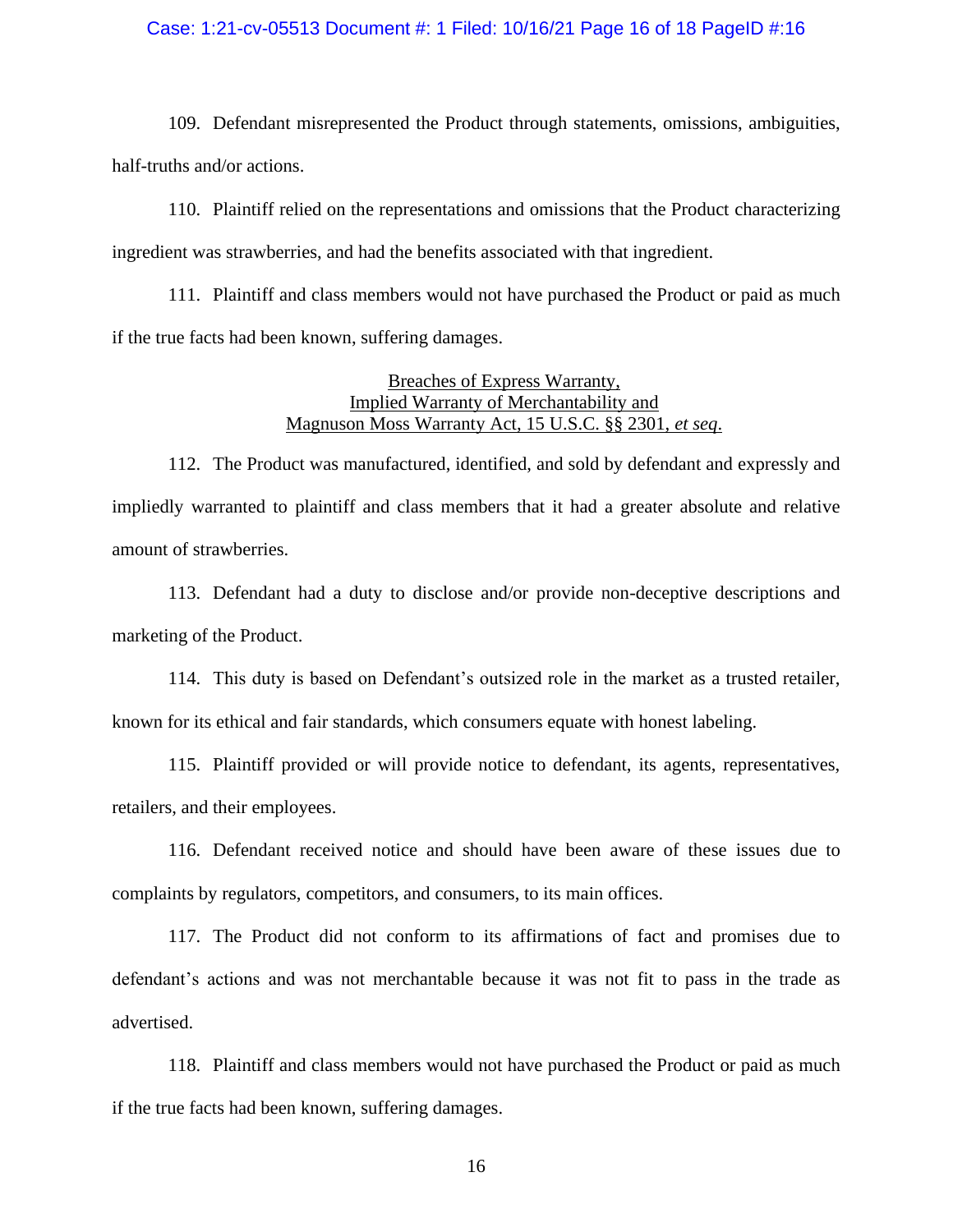109. Defendant misrepresented the Product through statements, omissions, ambiguities, half-truths and/or actions.

110. Plaintiff relied on the representations and omissions that the Product characterizing ingredient was strawberries, and had the benefits associated with that ingredient.

111. Plaintiff and class members would not have purchased the Product or paid as much if the true facts had been known, suffering damages.

<u>Breaches of Express Warranty,</u>
<u>Implied Warranty of Merchantability and</u>
<u>Magnuson Moss Warranty Act, 15 U.S.C. §§ 2301, *et seq*.</u>

112. The Product was manufactured, identified, and sold by defendant and expressly and impliedly warranted to plaintiff and class members that it had a greater absolute and relative amount of strawberries.

113. Defendant had a duty to disclose and/or provide non-deceptive descriptions and marketing of the Product.

114. This duty is based on Defendant's outsized role in the market as a trusted retailer, known for its ethical and fair standards, which consumers equate with honest labeling.

115. Plaintiff provided or will provide notice to defendant, its agents, representatives, retailers, and their employees.

116. Defendant received notice and should have been aware of these issues due to complaints by regulators, competitors, and consumers, to its main offices.

117. The Product did not conform to its affirmations of fact and promises due to defendant's actions and was not merchantable because it was not fit to pass in the trade as advertised.

118. Plaintiff and class members would not have purchased the Product or paid as much if the true facts had been known, suffering damages.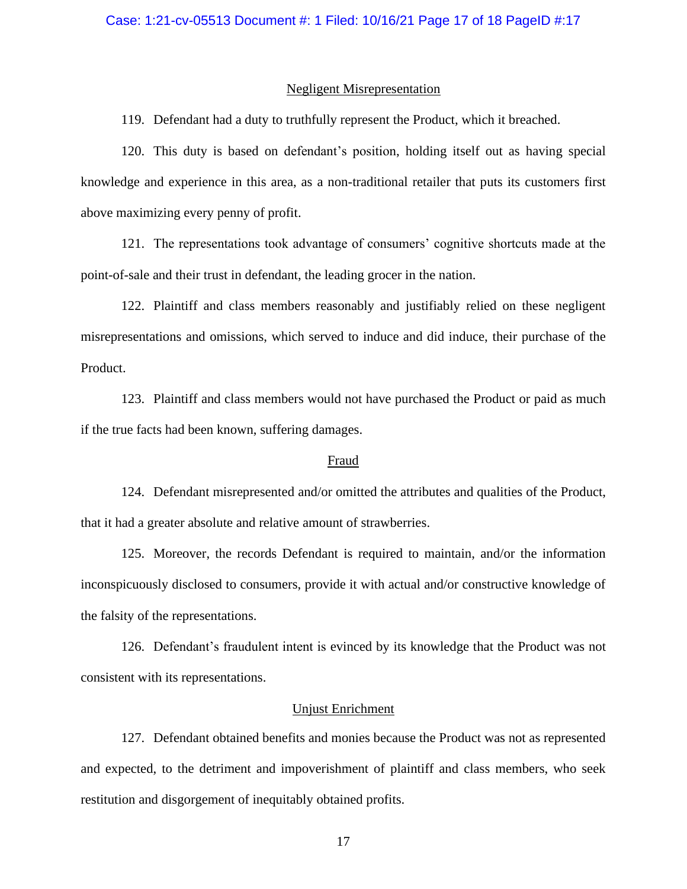## Negligent Misrepresentation

119. Defendant had a duty to truthfully represent the Product, which it breached.

120. This duty is based on defendant's position, holding itself out as having special knowledge and experience in this area, as a non-traditional retailer that puts its customers first above maximizing every penny of profit.

121. The representations took advantage of consumers' cognitive shortcuts made at the point-of-sale and their trust in defendant, the leading grocer in the nation.

122. Plaintiff and class members reasonably and justifiably relied on these negligent misrepresentations and omissions, which served to induce and did induce, their purchase of the Product.

123. Plaintiff and class members would not have purchased the Product or paid as much if the true facts had been known, suffering damages.

## Fraud

124. Defendant misrepresented and/or omitted the attributes and qualities of the Product, that it had a greater absolute and relative amount of strawberries.

125. Moreover, the records Defendant is required to maintain, and/or the information inconspicuously disclosed to consumers, provide it with actual and/or constructive knowledge of the falsity of the representations.

126. Defendant's fraudulent intent is evinced by its knowledge that the Product was not consistent with its representations.

## Unjust Enrichment

127. Defendant obtained benefits and monies because the Product was not as represented and expected, to the detriment and impoverishment of plaintiff and class members, who seek restitution and disgorgement of inequitably obtained profits.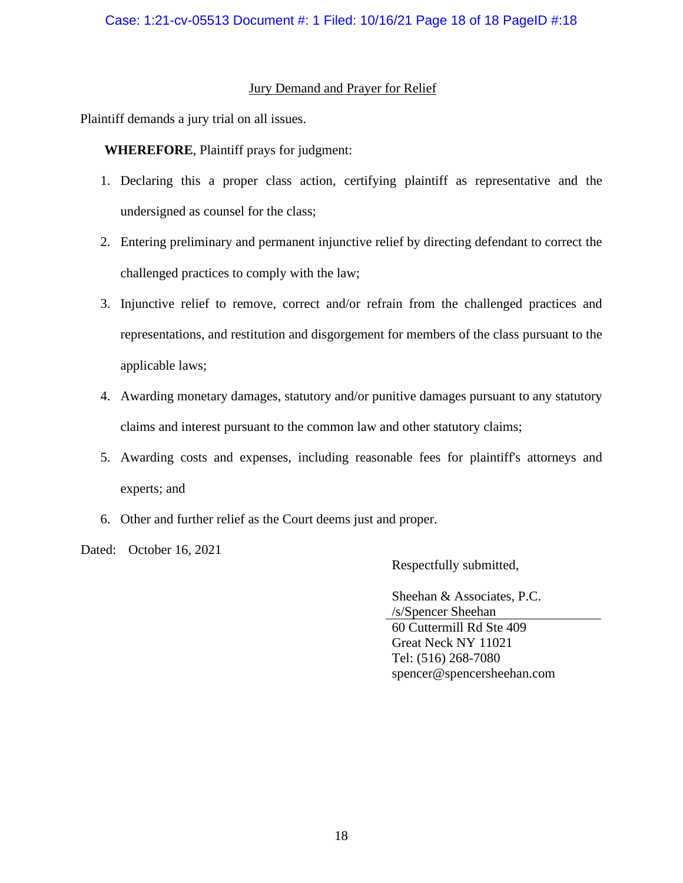## Jury Demand and Prayer for Relief

Plaintiff demands a jury trial on all issues.

**WHEREFORE**, Plaintiff prays for judgment:

1. Declaring this a proper class action, certifying plaintiff as representative and the undersigned as counsel for the class;
2. Entering preliminary and permanent injunctive relief by directing defendant to correct the challenged practices to comply with the law;
3. Injunctive relief to remove, correct and/or refrain from the challenged practices and representations, and restitution and disgorgement for members of the class pursuant to the applicable laws;
4. Awarding monetary damages, statutory and/or punitive damages pursuant to any statutory claims and interest pursuant to the common law and other statutory claims;
5. Awarding costs and expenses, including reasonable fees for plaintiff's attorneys and experts; and
6. Other and further relief as the Court deems just and proper.

Dated: October 16, 2021

Respectfully submitted,

Sheehan & Associates, P.C.
/s/Spencer Sheehan
60 Cuttermill Rd Ste 409
Great Neck NY 11021
Tel: (516) 268-7080
spencer@spencersheehan.com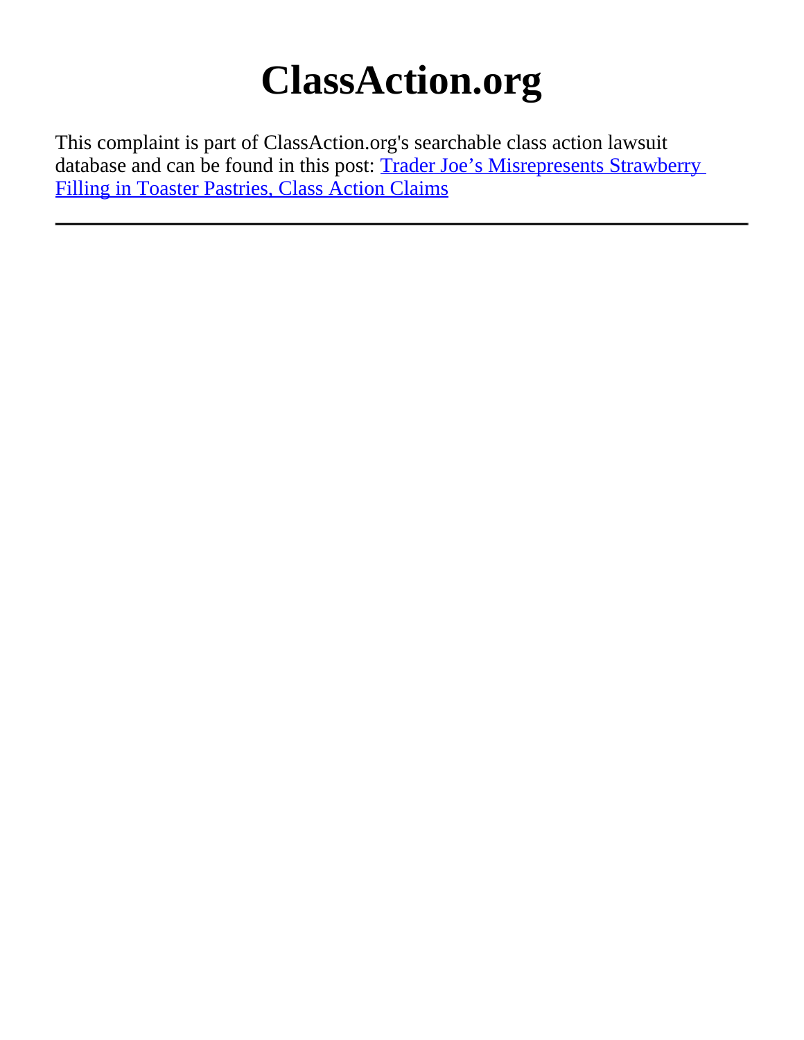# ClassAction.org

This complaint is part of ClassAction.org's searchable class action lawsuit database and can be found in this post: [Trader Joe's Misrepresents Strawberry Filling in Toaster Pastries, Class Action Claims]

---